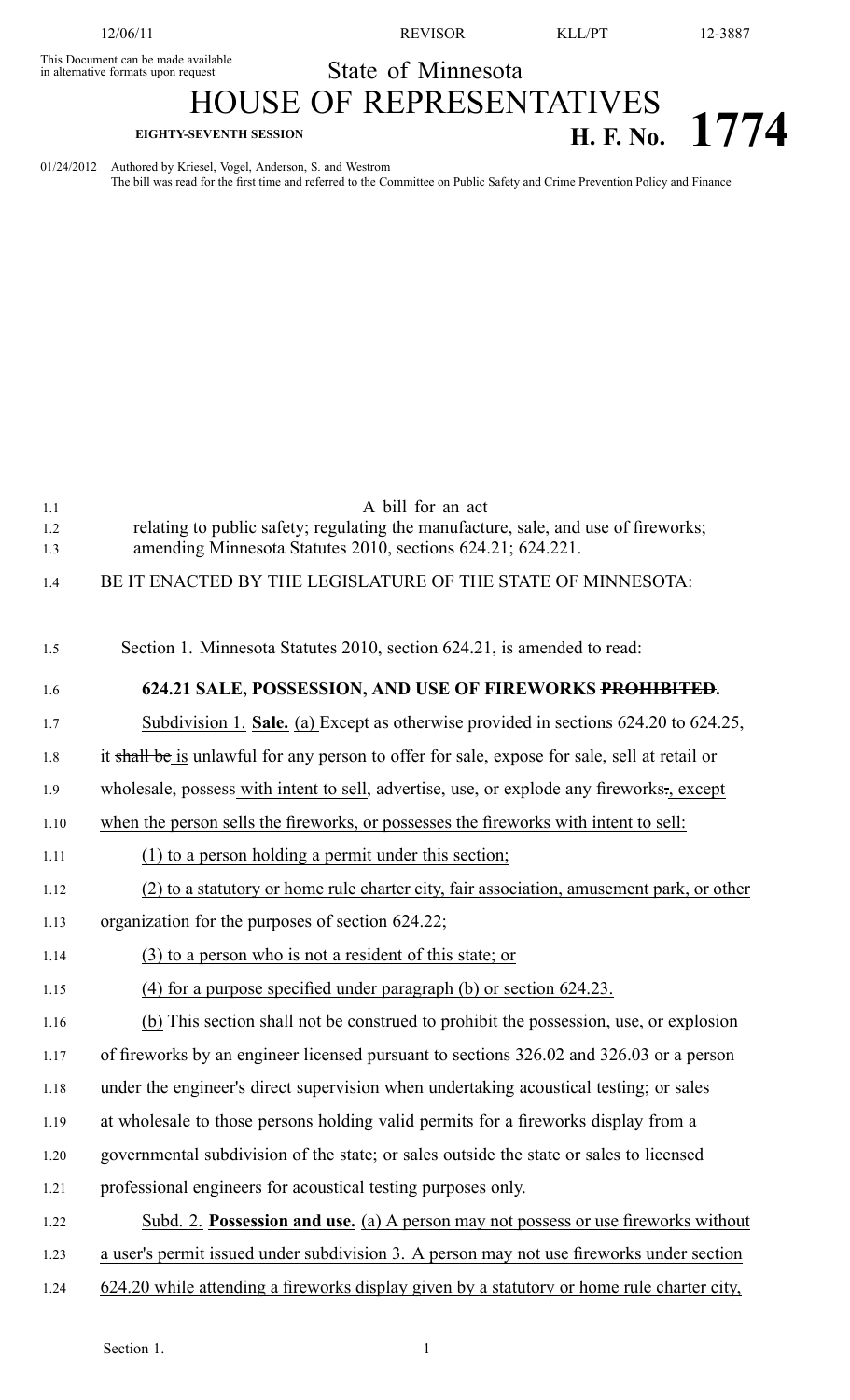This Document can be made available in alternative formats upon request

# State of Minnesota
# HOUSE OF REPRESENTATIVES

**EIGHTY-SEVENTH SESSION**

**H. F. No. 1774**

01/24/2012 Authored by Kriesel, Vogel, Anderson, S. and Westrom
The bill was read for the first time and referred to the Committee on Public Safety and Crime Prevention Policy and Finance

A bill for an act
relating to public safety; regulating the manufacture, sale, and use of fireworks; amending Minnesota Statutes 2010, sections 624.21; 624.221.

BE IT ENACTED BY THE LEGISLATURE OF THE STATE OF MINNESOTA:

Section 1. Minnesota Statutes 2010, section 624.21, is amended to read:

**624.21 SALE, POSSESSION, AND USE OF FIREWORKS ~~PROHIBITED~~.**

Subdivision 1. **Sale.** (a) Except as otherwise provided in sections 624.20 to 624.25, it ~~shall be~~ is unlawful for any person to offer for sale, expose for sale, sell at retail or wholesale, possess with intent to sell, advertise, use, or explode any fireworks~~.~~, except when the person sells the fireworks, or possesses the fireworks with intent to sell:

(1) to a person holding a permit under this section;

(2) to a statutory or home rule charter city, fair association, amusement park, or other organization for the purposes of section 624.22;

(3) to a person who is not a resident of this state; or

(4) for a purpose specified under paragraph (b) or section 624.23.

(b) This section shall not be construed to prohibit the possession, use, or explosion of fireworks by an engineer licensed pursuant to sections 326.02 and 326.03 or a person under the engineer's direct supervision when undertaking acoustical testing; or sales at wholesale to those persons holding valid permits for a fireworks display from a governmental subdivision of the state; or sales outside the state or sales to licensed professional engineers for acoustical testing purposes only.

Subd. 2. **Possession and use.** (a) A person may not possess or use fireworks without a user's permit issued under subdivision 3. A person may not use fireworks under section 624.20 while attending a fireworks display given by a statutory or home rule charter city,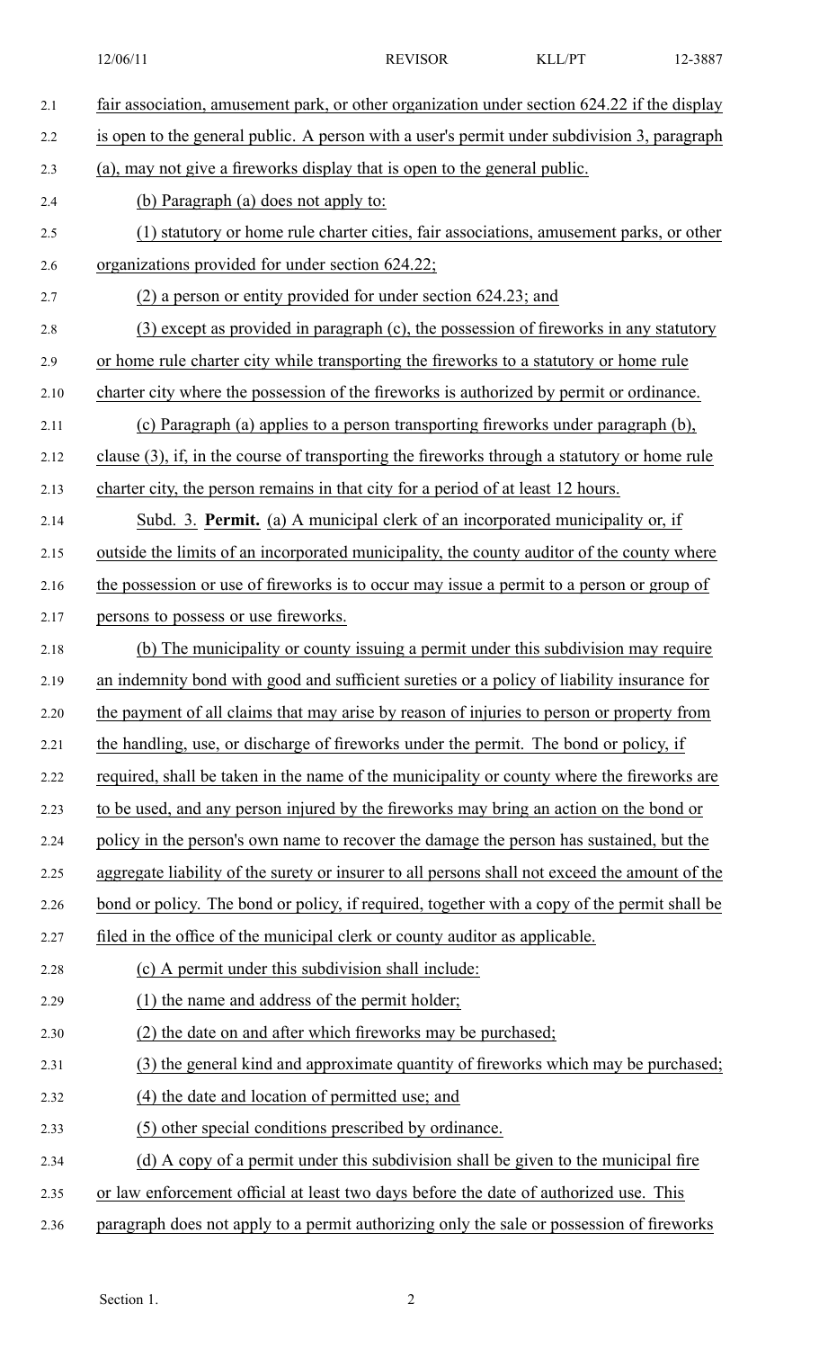fair association, amusement park, or other organization under section 624.22 if the display is open to the general public. A person with a user's permit under subdivision 3, paragraph (a), may not give a fireworks display that is open to the general public.

(b) Paragraph (a) does not apply to:

(1) statutory or home rule charter cities, fair associations, amusement parks, or other organizations provided for under section 624.22;

(2) a person or entity provided for under section 624.23; and

(3) except as provided in paragraph (c), the possession of fireworks in any statutory or home rule charter city while transporting the fireworks to a statutory or home rule charter city where the possession of the fireworks is authorized by permit or ordinance.

(c) Paragraph (a) applies to a person transporting fireworks under paragraph (b), clause (3), if, in the course of transporting the fireworks through a statutory or home rule charter city, the person remains in that city for a period of at least 12 hours.

Subd. 3. **Permit.** (a) A municipal clerk of an incorporated municipality or, if outside the limits of an incorporated municipality, the county auditor of the county where the possession or use of fireworks is to occur may issue a permit to a person or group of persons to possess or use fireworks.

(b) The municipality or county issuing a permit under this subdivision may require an indemnity bond with good and sufficient sureties or a policy of liability insurance for the payment of all claims that may arise by reason of injuries to person or property from the handling, use, or discharge of fireworks under the permit. The bond or policy, if required, shall be taken in the name of the municipality or county where the fireworks are to be used, and any person injured by the fireworks may bring an action on the bond or policy in the person's own name to recover the damage the person has sustained, but the aggregate liability of the surety or insurer to all persons shall not exceed the amount of the bond or policy. The bond or policy, if required, together with a copy of the permit shall be filed in the office of the municipal clerk or county auditor as applicable.

(c) A permit under this subdivision shall include:

(1) the name and address of the permit holder;

(2) the date on and after which fireworks may be purchased;

(3) the general kind and approximate quantity of fireworks which may be purchased;

(4) the date and location of permitted use; and

(5) other special conditions prescribed by ordinance.

(d) A copy of a permit under this subdivision shall be given to the municipal fire or law enforcement official at least two days before the date of authorized use. This paragraph does not apply to a permit authorizing only the sale or possession of fireworks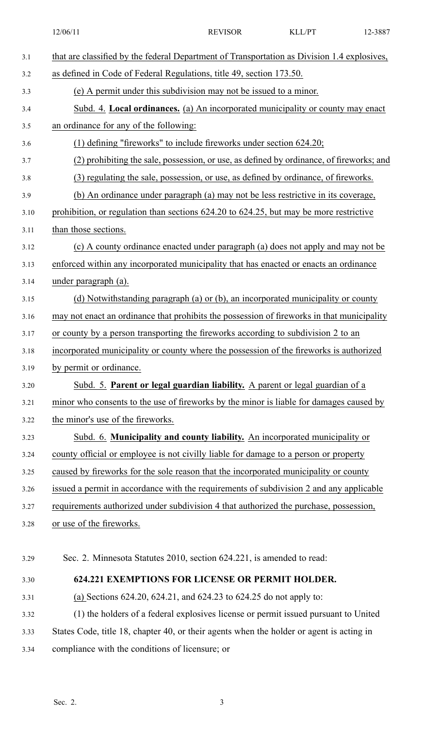that are classified by the federal Department of Transportation as Division 1.4 explosives, as defined in Code of Federal Regulations, title 49, section 173.50.

(e) A permit under this subdivision may not be issued to a minor.

Subd. 4. **Local ordinances.** (a) An incorporated municipality or county may enact an ordinance for any of the following:

(1) defining "fireworks" to include fireworks under section 624.20;

(2) prohibiting the sale, possession, or use, as defined by ordinance, of fireworks; and

(3) regulating the sale, possession, or use, as defined by ordinance, of fireworks.

(b) An ordinance under paragraph (a) may not be less restrictive in its coverage, prohibition, or regulation than sections 624.20 to 624.25, but may be more restrictive than those sections.

(c) A county ordinance enacted under paragraph (a) does not apply and may not be enforced within any incorporated municipality that has enacted or enacts an ordinance under paragraph (a).

(d) Notwithstanding paragraph (a) or (b), an incorporated municipality or county may not enact an ordinance that prohibits the possession of fireworks in that municipality or county by a person transporting the fireworks according to subdivision 2 to an incorporated municipality or county where the possession of the fireworks is authorized by permit or ordinance.

Subd. 5. **Parent or legal guardian liability.** A parent or legal guardian of a minor who consents to the use of fireworks by the minor is liable for damages caused by the minor's use of the fireworks.

Subd. 6. **Municipality and county liability.** An incorporated municipality or county official or employee is not civilly liable for damage to a person or property caused by fireworks for the sole reason that the incorporated municipality or county issued a permit in accordance with the requirements of subdivision 2 and any applicable requirements authorized under subdivision 4 that authorized the purchase, possession, or use of the fireworks.

Sec. 2. Minnesota Statutes 2010, section 624.221, is amended to read:

**624.221 EXEMPTIONS FOR LICENSE OR PERMIT HOLDER.**

(a) Sections 624.20, 624.21, and 624.23 to 624.25 do not apply to:

(1) the holders of a federal explosives license or permit issued pursuant to United States Code, title 18, chapter 40, or their agents when the holder or agent is acting in compliance with the conditions of licensure; or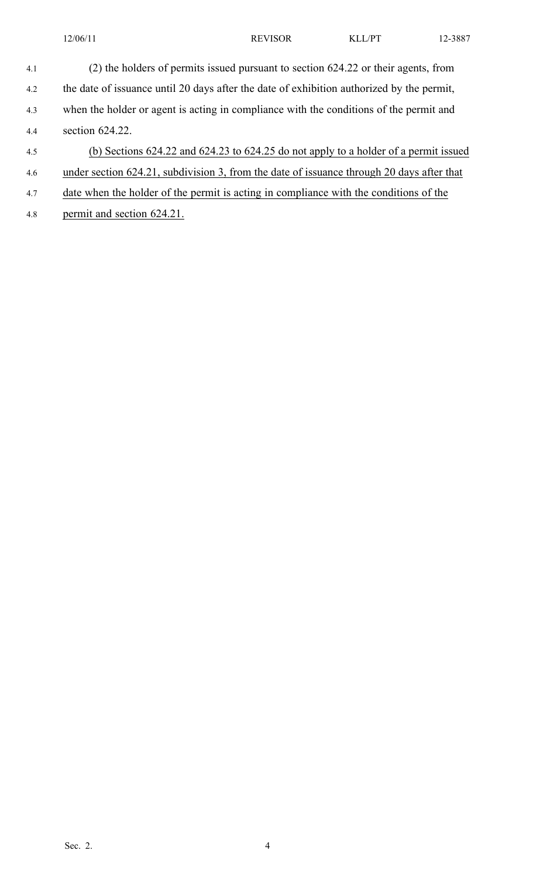(2) the holders of permits issued pursuant to section 624.22 or their agents, from the date of issuance until 20 days after the date of exhibition authorized by the permit, when the holder or agent is acting in compliance with the conditions of the permit and section 624.22.

<u>(b) Sections 624.22 and 624.23 to 624.25 do not apply to a holder of a permit issued under section 624.21, subdivision 3, from the date of issuance through 20 days after that date when the holder of the permit is acting in compliance with the conditions of the permit and section 624.21.</u>